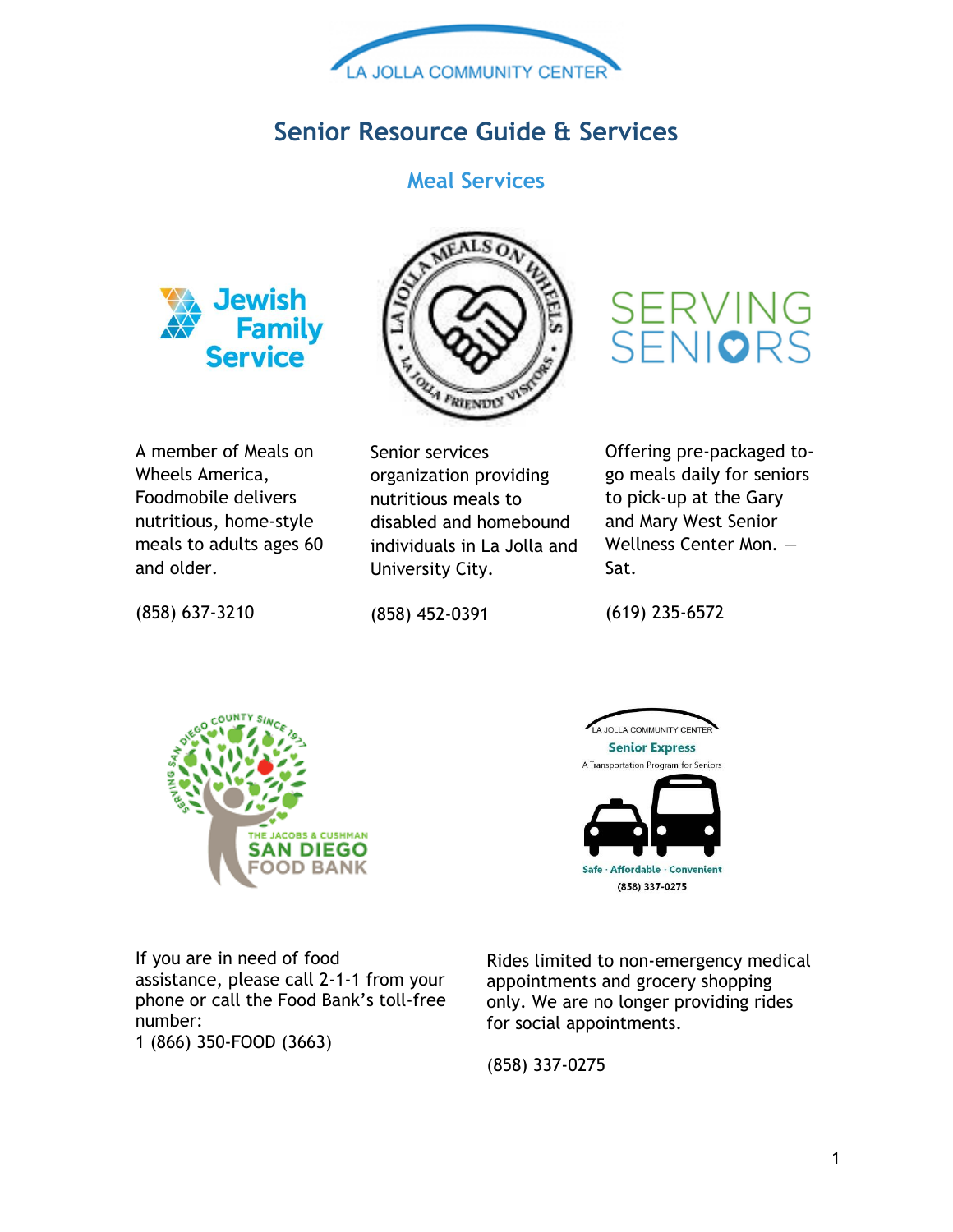LA JOLLA COMMUNITY CENTER

# Senior Resource Guide & Services

## Meal Services

**Jewish Family Service**

A member of Meals on Wheels America, Foodmobile delivers nutritious, home-style meals to adults ages 60 and older.

(858) 637-3210

**La Jolla Meals on Wheels – La Jolla Friendly Visitors**

Senior services organization providing nutritious meals to disabled and homebound individuals in La Jolla and University City.

(858) 452-0391

**Serving Seniors**

Offering pre-packaged to-go meals daily for seniors to pick-up at the Gary and Mary West Senior Wellness Center Mon. – Sat.

(619) 235-6572

**The Jacobs & Cushman San Diego Food Bank** – Serving San Diego County Since 1977

If you are in need of food assistance, please call 2-1-1 from your phone or call the Food Bank's toll-free number:
1 (866) 350-FOOD (3663)

**La Jolla Community Center Senior Express** – A Transportation Program for Seniors – Safe · Affordable · Convenient – (858) 337-0275

Rides limited to non-emergency medical appointments and grocery shopping only. We are no longer providing rides for social appointments.

(858) 337-0275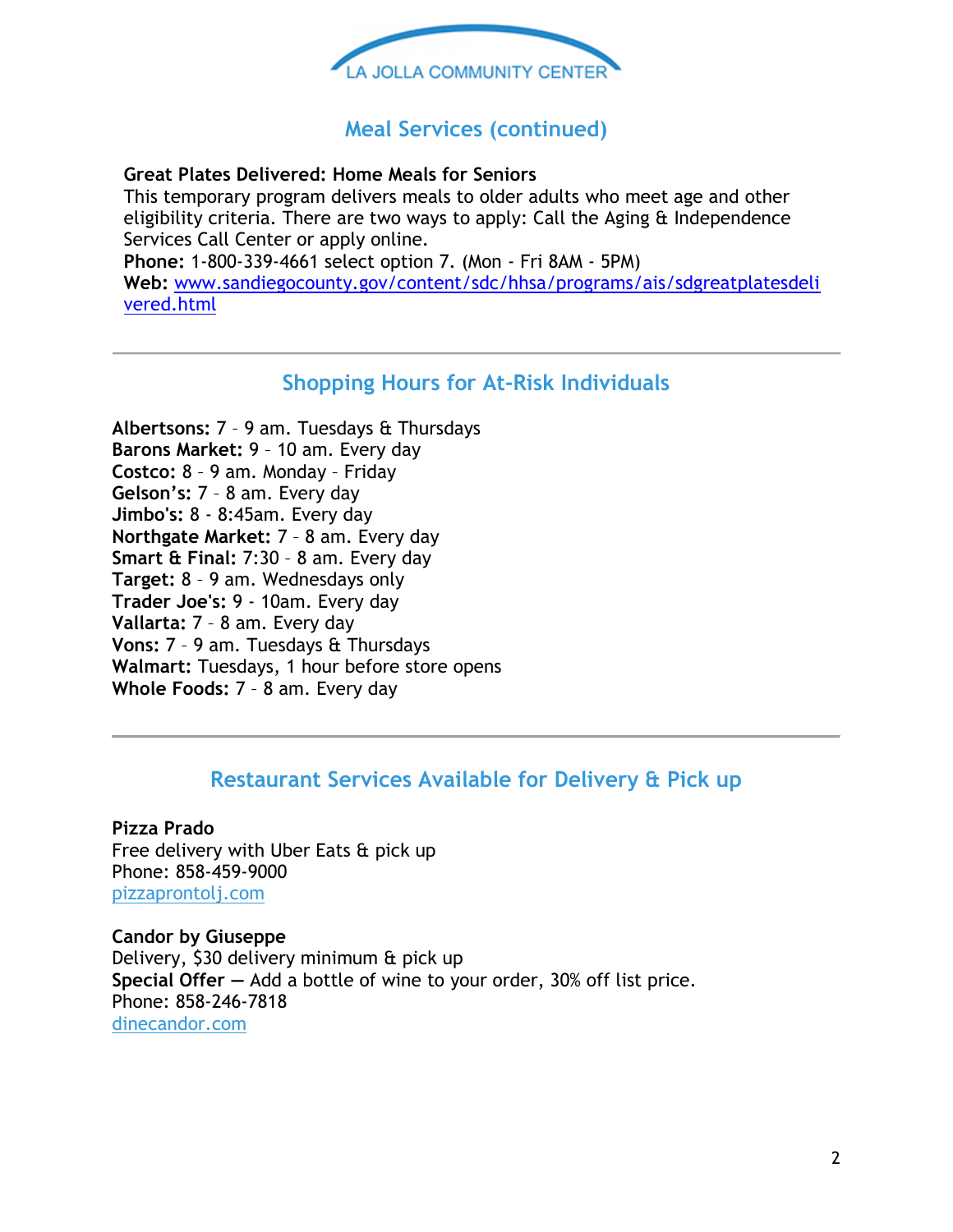## Meal Services (continued)

**Great Plates Delivered: Home Meals for Seniors**
This temporary program delivers meals to older adults who meet age and other eligibility criteria. There are two ways to apply: Call the Aging & Independence Services Call Center or apply online.
**Phone:** 1-800-339-4661 select option 7. (Mon - Fri 8AM - 5PM)
**Web:** www.sandiegocounty.gov/content/sdc/hhsa/programs/ais/sdgreatplatesdelivered.html

---

## Shopping Hours for At-Risk Individuals

**Albertsons:** 7 – 9 am. Tuesdays & Thursdays
**Barons Market:** 9 – 10 am. Every day
**Costco:** 8 – 9 am. Monday – Friday
**Gelson's:** 7 – 8 am. Every day
**Jimbo's:** 8 - 8:45am. Every day
**Northgate Market:** 7 – 8 am. Every day
**Smart & Final:** 7:30 – 8 am. Every day
**Target:** 8 – 9 am. Wednesdays only
**Trader Joe's:** 9 - 10am. Every day
**Vallarta:** 7 – 8 am. Every day
**Vons:** 7 – 9 am. Tuesdays & Thursdays
**Walmart:** Tuesdays, 1 hour before store opens
**Whole Foods:** 7 – 8 am. Every day

---

## Restaurant Services Available for Delivery & Pick up

**Pizza Prado**
Free delivery with Uber Eats & pick up
Phone: 858-459-9000
pizzaprontolj.com

**Candor by Giuseppe**
Delivery, $30 delivery minimum & pick up
**Special Offer —** Add a bottle of wine to your order, 30% off list price.
Phone: 858-246-7818
dinecandor.com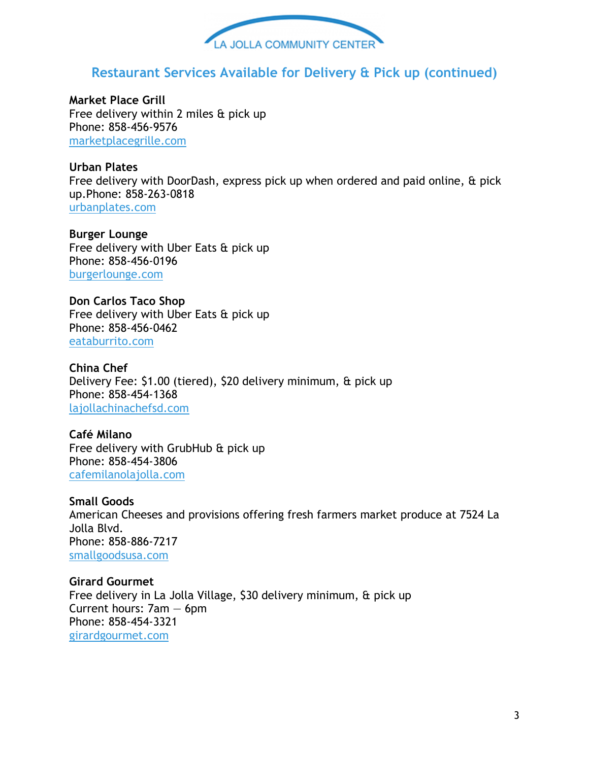LA JOLLA COMMUNITY CENTER

## Restaurant Services Available for Delivery & Pick up (continued)

**Market Place Grill**
Free delivery within 2 miles & pick up
Phone: 858-456-9576
[marketplacegrille.com](marketplacegrille.com)

**Urban Plates**
Free delivery with DoorDash, express pick up when ordered and paid online, & pick up.Phone: 858-263-0818
[urbanplates.com](urbanplates.com)

**Burger Lounge**
Free delivery with Uber Eats & pick up
Phone: 858-456-0196
[burgerlounge.com](burgerlounge.com)

**Don Carlos Taco Shop**
Free delivery with Uber Eats & pick up
Phone: 858-456-0462
[eataburrito.com](eataburrito.com)

**China Chef**
Delivery Fee: $1.00 (tiered), $20 delivery minimum, & pick up
Phone: 858-454-1368
[lajollachinachefsd.com](lajollachinachefsd.com)

**Café Milano**
Free delivery with GrubHub & pick up
Phone: 858-454-3806
[cafemilanolajolla.com](cafemilanolajolla.com)

**Small Goods**
American Cheeses and provisions offering fresh farmers market produce at 7524 La Jolla Blvd.
Phone: 858-886-7217
[smallgoodsusa.com](smallgoodsusa.com)

**Girard Gourmet**
Free delivery in La Jolla Village, $30 delivery minimum, & pick up
Current hours: 7am — 6pm
Phone: 858-454-3321
[girardgourmet.com](girardgourmet.com)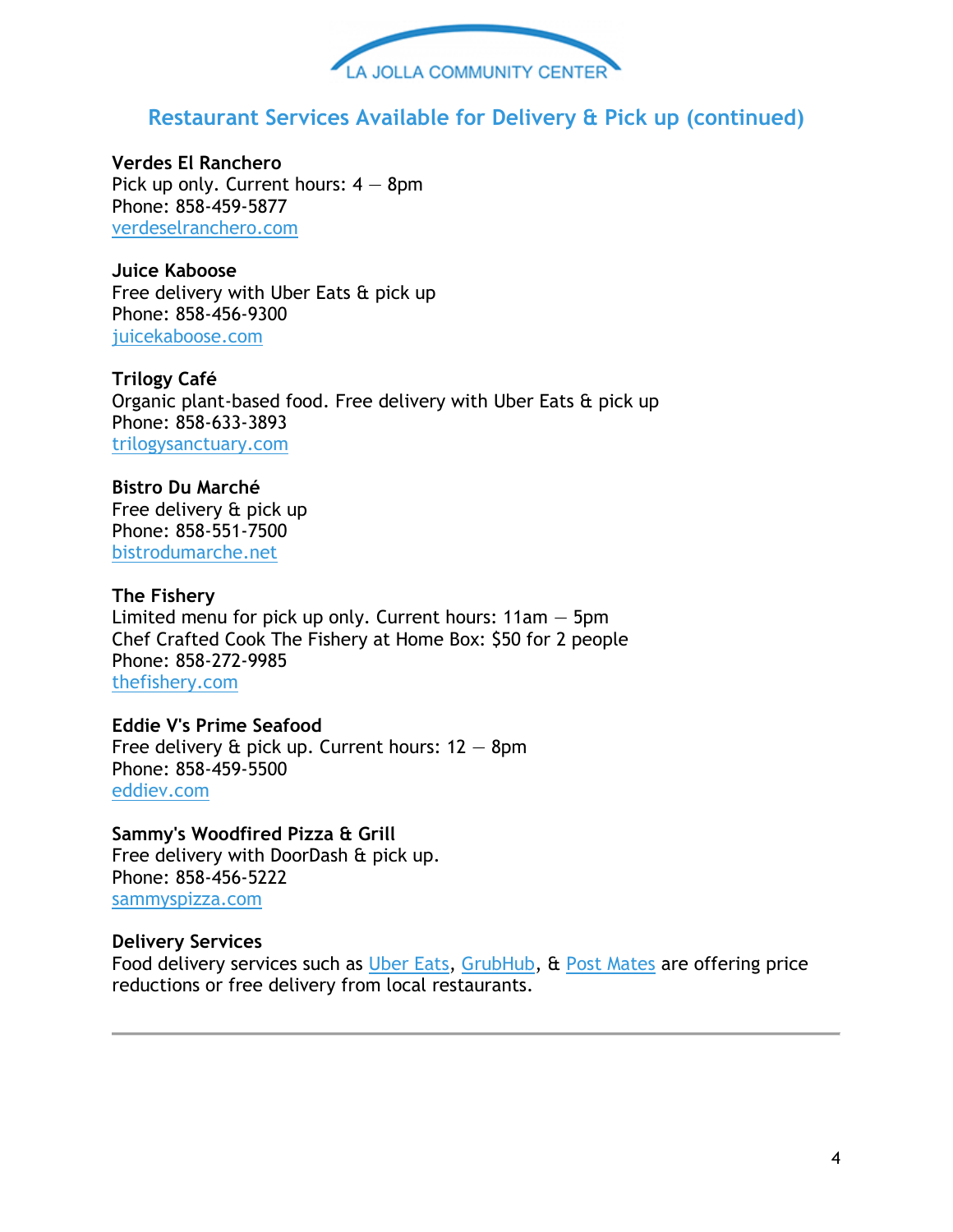LA JOLLA COMMUNITY CENTER

## Restaurant Services Available for Delivery & Pick up (continued)

**Verdes El Ranchero**
Pick up only. Current hours: 4 – 8pm
Phone: 858-459-5877
verdeselranchero.com

**Juice Kaboose**
Free delivery with Uber Eats & pick up
Phone: 858-456-9300
juicekaboose.com

**Trilogy Café**
Organic plant-based food. Free delivery with Uber Eats & pick up
Phone: 858-633-3893
trilogysanctuary.com

**Bistro Du Marché**
Free delivery & pick up
Phone: 858-551-7500
bistrodumarche.net

**The Fishery**
Limited menu for pick up only. Current hours: 11am – 5pm
Chef Crafted Cook The Fishery at Home Box: $50 for 2 people
Phone: 858-272-9985
thefishery.com

**Eddie V's Prime Seafood**
Free delivery & pick up. Current hours: 12 – 8pm
Phone: 858-459-5500
eddiev.com

**Sammy's Woodfired Pizza & Grill**
Free delivery with DoorDash & pick up.
Phone: 858-456-5222
sammyspizza.com

**Delivery Services**
Food delivery services such as Uber Eats, GrubHub, & Post Mates are offering price reductions or free delivery from local restaurants.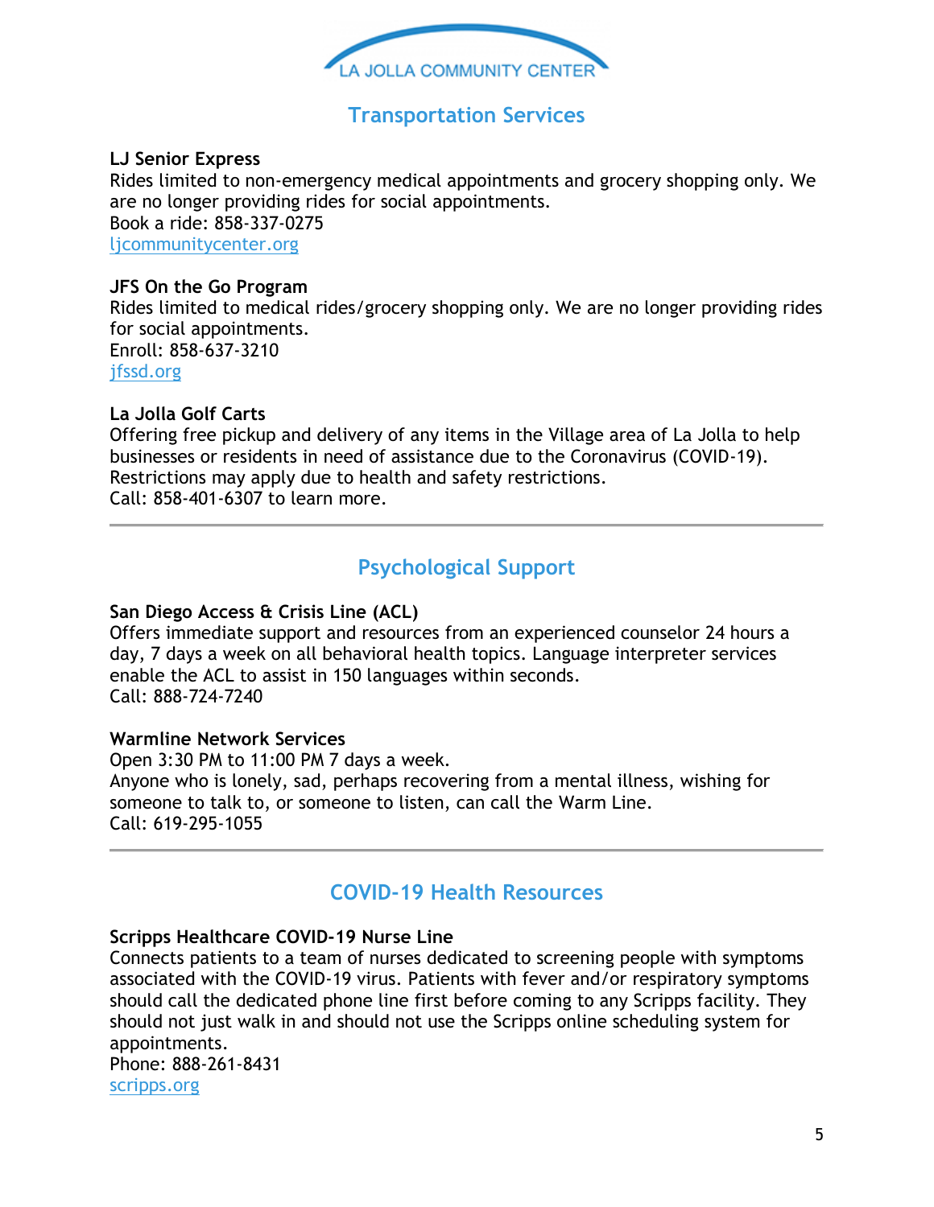LA JOLLA COMMUNITY CENTER

## Transportation Services

**LJ Senior Express**
Rides limited to non-emergency medical appointments and grocery shopping only. We are no longer providing rides for social appointments.
Book a ride: 858-337-0275
ljcommunitycenter.org

**JFS On the Go Program**
Rides limited to medical rides/grocery shopping only. We are no longer providing rides for social appointments.
Enroll: 858-637-3210
jfssd.org

**La Jolla Golf Carts**
Offering free pickup and delivery of any items in the Village area of La Jolla to help businesses or residents in need of assistance due to the Coronavirus (COVID-19). Restrictions may apply due to health and safety restrictions.
Call: 858-401-6307 to learn more.

---

## Psychological Support

**San Diego Access & Crisis Line (ACL)**
Offers immediate support and resources from an experienced counselor 24 hours a day, 7 days a week on all behavioral health topics. Language interpreter services enable the ACL to assist in 150 languages within seconds.
Call: 888-724-7240

**Warmline Network Services**
Open 3:30 PM to 11:00 PM 7 days a week.
Anyone who is lonely, sad, perhaps recovering from a mental illness, wishing for someone to talk to, or someone to listen, can call the Warm Line.
Call: 619-295-1055

---

## COVID-19 Health Resources

**Scripps Healthcare COVID-19 Nurse Line**
Connects patients to a team of nurses dedicated to screening people with symptoms associated with the COVID-19 virus. Patients with fever and/or respiratory symptoms should call the dedicated phone line first before coming to any Scripps facility. They should not just walk in and should not use the Scripps online scheduling system for appointments.
Phone: 888-261-8431
scripps.org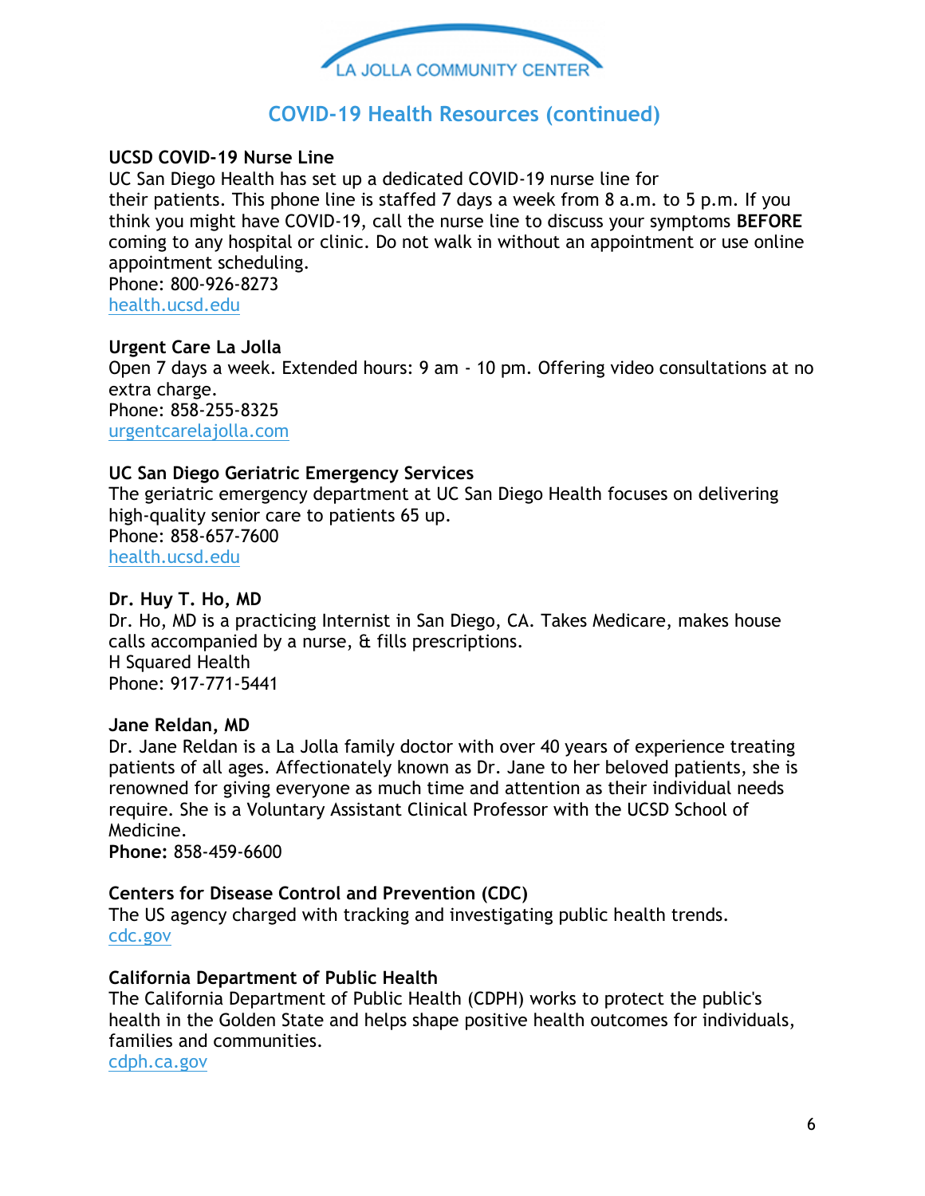## COVID-19 Health Resources (continued)

**UCSD COVID-19 Nurse Line**
UC San Diego Health has set up a dedicated COVID-19 nurse line for their patients. This phone line is staffed 7 days a week from 8 a.m. to 5 p.m. If you think you might have COVID-19, call the nurse line to discuss your symptoms **BEFORE** coming to any hospital or clinic. Do not walk in without an appointment or use online appointment scheduling.
Phone: 800-926-8273
[health.ucsd.edu](health.ucsd.edu)

**Urgent Care La Jolla**
Open 7 days a week. Extended hours: 9 am - 10 pm. Offering video consultations at no extra charge.
Phone: 858-255-8325
[urgentcarelajolla.com](urgentcarelajolla.com)

**UC San Diego Geriatric Emergency Services**
The geriatric emergency department at UC San Diego Health focuses on delivering high-quality senior care to patients 65 up.
Phone: 858-657-7600
[health.ucsd.edu](health.ucsd.edu)

**Dr. Huy T. Ho, MD**
Dr. Ho, MD is a practicing Internist in San Diego, CA. Takes Medicare, makes house calls accompanied by a nurse, & fills prescriptions.
H Squared Health
Phone: 917-771-5441

**Jane Reldan, MD**
Dr. Jane Reldan is a La Jolla family doctor with over 40 years of experience treating patients of all ages. Affectionately known as Dr. Jane to her beloved patients, she is renowned for giving everyone as much time and attention as their individual needs require. She is a Voluntary Assistant Clinical Professor with the UCSD School of Medicine.
**Phone:** 858-459-6600

**Centers for Disease Control and Prevention (CDC)**
The US agency charged with tracking and investigating public health trends.
[cdc.gov](cdc.gov)

**California Department of Public Health**
The California Department of Public Health (CDPH) works to protect the public's health in the Golden State and helps shape positive health outcomes for individuals, families and communities.
[cdph.ca.gov](cdph.ca.gov)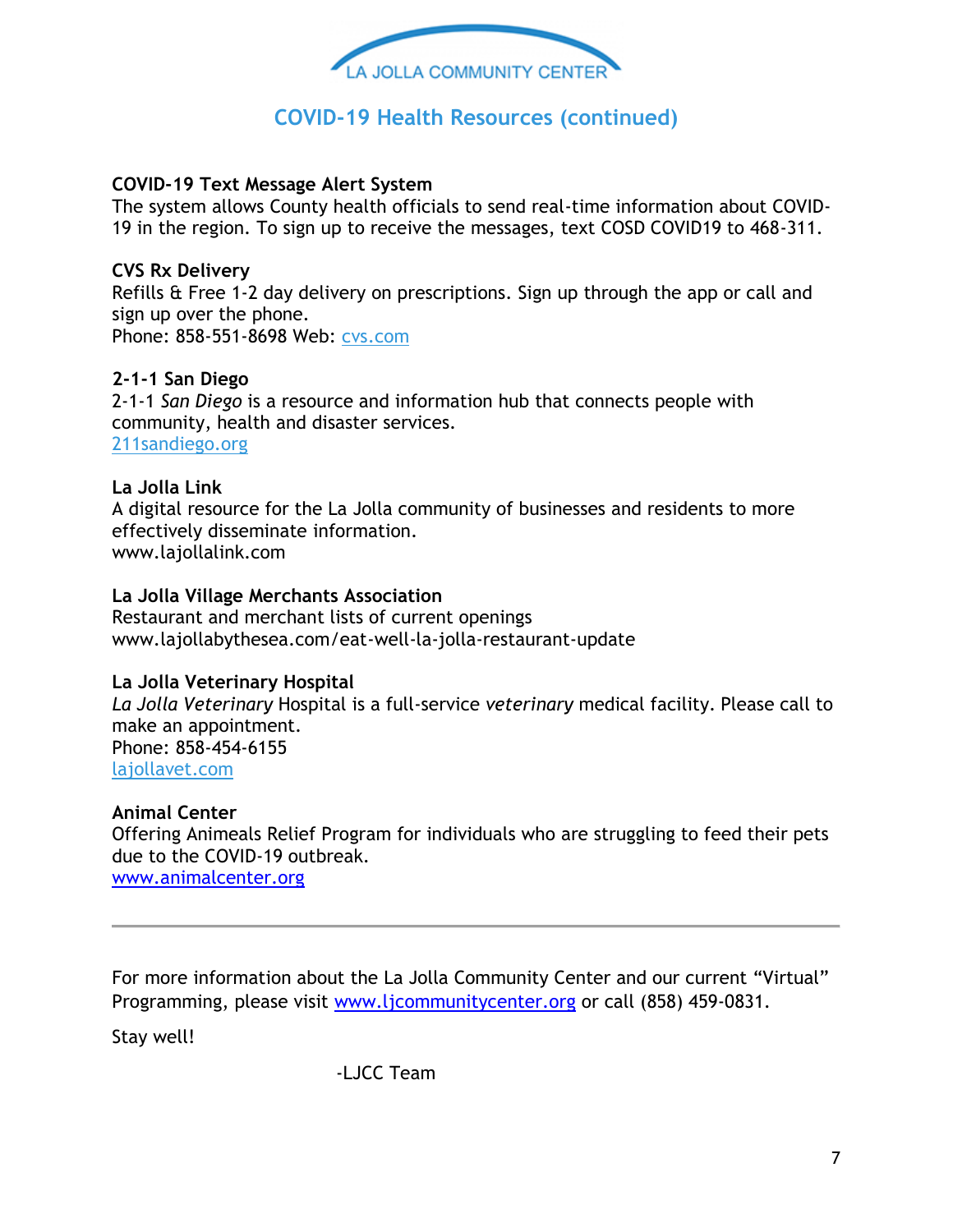LA JOLLA COMMUNITY CENTER

## COVID-19 Health Resources (continued)

**COVID-19 Text Message Alert System**
The system allows County health officials to send real-time information about COVID-19 in the region. To sign up to receive the messages, text COSD COVID19 to 468-311.

**CVS Rx Delivery**
Refills & Free 1-2 day delivery on prescriptions. Sign up through the app or call and sign up over the phone.
Phone: 858-551-8698 Web: [cvs.com](cvs.com)

**2-1-1 San Diego**
2-1-1 *San Diego* is a resource and information hub that connects people with community, health and disaster services.
[211sandiego.org](211sandiego.org)

**La Jolla Link**
A digital resource for the La Jolla community of businesses and residents to more effectively disseminate information.
www.lajollalink.com

**La Jolla Village Merchants Association**
Restaurant and merchant lists of current openings
www.lajollabythesea.com/eat-well-la-jolla-restaurant-update

**La Jolla Veterinary Hospital**
*La Jolla Veterinary* Hospital is a full-service *veterinary* medical facility. Please call to make an appointment.
Phone: 858-454-6155
[lajollavet.com](lajollavet.com)

**Animal Center**
Offering Animeals Relief Program for individuals who are struggling to feed their pets due to the COVID-19 outbreak.
[www.animalcenter.org](www.animalcenter.org)

---

For more information about the La Jolla Community Center and our current "Virtual" Programming, please visit [www.ljcommunitycenter.org](www.ljcommunitycenter.org) or call (858) 459-0831.

Stay well!

-LJCC Team